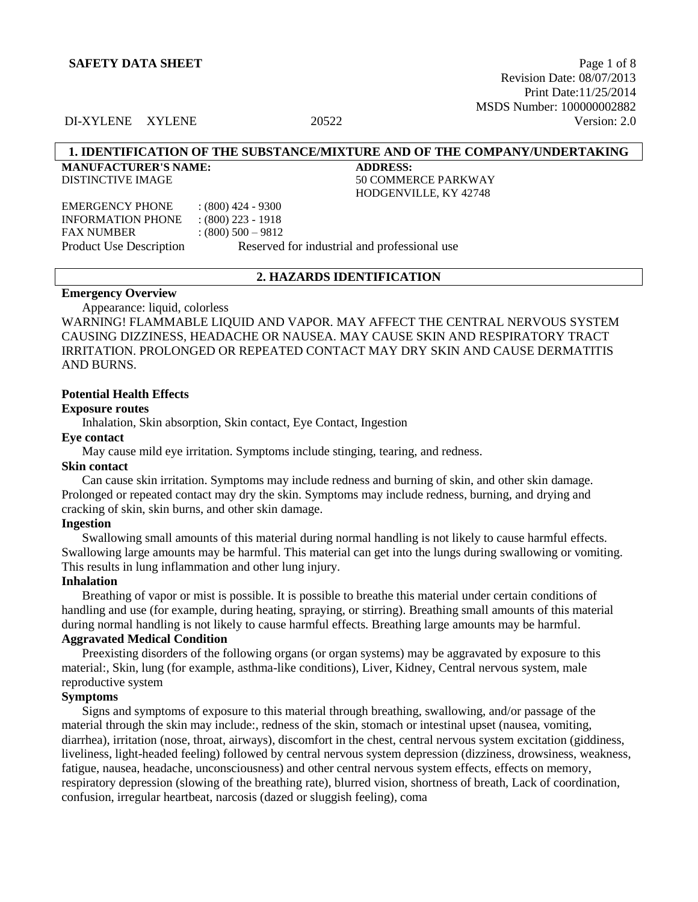**SAFETY DATA SHEET**

Revision Date: 08/07/2013
Print Date:11/25/2014
MSDS Number: 100000002882
Version: 2.0

DI-XYLENE XYLENE 20522

## 1. IDENTIFICATION OF THE SUBSTANCE/MIXTURE AND OF THE COMPANY/UNDERTAKING

**MANUFACTURER'S NAME:**
DISTINCTIVE IMAGE

**ADDRESS:**
50 COMMERCE PARKWAY
HODGENVILLE, KY 42748

| | |
|---|---|
| EMERGENCY PHONE | : (800) 424 - 9300 |
| INFORMATION PHONE | : (800) 223 - 1918 |
| FAX NUMBER | : (800) 500 – 9812 |
| Product Use Description | Reserved for industrial and professional use |

## 2. HAZARDS IDENTIFICATION

**Emergency Overview**

Appearance: liquid, colorless

WARNING! FLAMMABLE LIQUID AND VAPOR. MAY AFFECT THE CENTRAL NERVOUS SYSTEM CAUSING DIZZINESS, HEADACHE OR NAUSEA. MAY CAUSE SKIN AND RESPIRATORY TRACT IRRITATION. PROLONGED OR REPEATED CONTACT MAY DRY SKIN AND CAUSE DERMATITIS AND BURNS.

**Potential Health Effects**

**Exposure routes**

Inhalation, Skin absorption, Skin contact, Eye Contact, Ingestion

**Eye contact**

May cause mild eye irritation. Symptoms include stinging, tearing, and redness.

**Skin contact**

Can cause skin irritation. Symptoms may include redness and burning of skin, and other skin damage. Prolonged or repeated contact may dry the skin. Symptoms may include redness, burning, and drying and cracking of skin, skin burns, and other skin damage.

**Ingestion**

Swallowing small amounts of this material during normal handling is not likely to cause harmful effects. Swallowing large amounts may be harmful. This material can get into the lungs during swallowing or vomiting. This results in lung inflammation and other lung injury.

**Inhalation**

Breathing of vapor or mist is possible. It is possible to breathe this material under certain conditions of handling and use (for example, during heating, spraying, or stirring). Breathing small amounts of this material during normal handling is not likely to cause harmful effects. Breathing large amounts may be harmful.

**Aggravated Medical Condition**

Preexisting disorders of the following organs (or organ systems) may be aggravated by exposure to this material:, Skin, lung (for example, asthma-like conditions), Liver, Kidney, Central nervous system, male reproductive system

**Symptoms**

Signs and symptoms of exposure to this material through breathing, swallowing, and/or passage of the material through the skin may include:, redness of the skin, stomach or intestinal upset (nausea, vomiting, diarrhea), irritation (nose, throat, airways), discomfort in the chest, central nervous system excitation (giddiness, liveliness, light-headed feeling) followed by central nervous system depression (dizziness, drowsiness, weakness, fatigue, nausea, headache, unconsciousness) and other central nervous system effects, effects on memory, respiratory depression (slowing of the breathing rate), blurred vision, shortness of breath, Lack of coordination, confusion, irregular heartbeat, narcosis (dazed or sluggish feeling), coma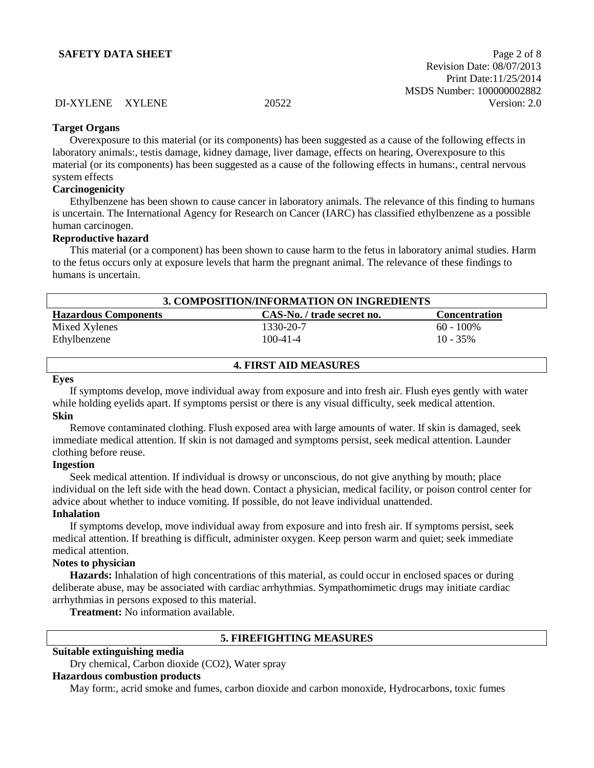### Target Organs

Overexposure to this material (or its components) has been suggested as a cause of the following effects in laboratory animals:, testis damage, kidney damage, liver damage, effects on hearing, Overexposure to this material (or its components) has been suggested as a cause of the following effects in humans:, central nervous system effects

### Carcinogenicity

Ethylbenzene has been shown to cause cancer in laboratory animals. The relevance of this finding to humans is uncertain. The International Agency for Research on Cancer (IARC) has classified ethylbenzene as a possible human carcinogen.

### Reproductive hazard

This material (or a component) has been shown to cause harm to the fetus in laboratory animal studies. Harm to the fetus occurs only at exposure levels that harm the pregnant animal. The relevance of these findings to humans is uncertain.

## 3. COMPOSITION/INFORMATION ON INGREDIENTS

| Hazardous Components | CAS-No. / trade secret no. | Concentration |
|---|---|---|
| Mixed Xylenes | 1330-20-7 | 60 - 100% |
| Ethylbenzene | 100-41-4 | 10 - 35% |

## 4. FIRST AID MEASURES

### Eyes

If symptoms develop, move individual away from exposure and into fresh air. Flush eyes gently with water while holding eyelids apart. If symptoms persist or there is any visual difficulty, seek medical attention.

### Skin

Remove contaminated clothing. Flush exposed area with large amounts of water. If skin is damaged, seek immediate medical attention. If skin is not damaged and symptoms persist, seek medical attention. Launder clothing before reuse.

### Ingestion

Seek medical attention. If individual is drowsy or unconscious, do not give anything by mouth; place individual on the left side with the head down. Contact a physician, medical facility, or poison control center for advice about whether to induce vomiting. If possible, do not leave individual unattended.

### Inhalation

If symptoms develop, move individual away from exposure and into fresh air. If symptoms persist, seek medical attention. If breathing is difficult, administer oxygen. Keep person warm and quiet; seek immediate medical attention.

### Notes to physician

**Hazards:** Inhalation of high concentrations of this material, as could occur in enclosed spaces or during deliberate abuse, may be associated with cardiac arrhythmias. Sympathomimetic drugs may initiate cardiac arrhythmias in persons exposed to this material.

**Treatment:** No information available.

## 5. FIREFIGHTING MEASURES

### Suitable extinguishing media

Dry chemical, Carbon dioxide ($CO_2$), Water spray

### Hazardous combustion products

May form:, acrid smoke and fumes, carbon dioxide and carbon monoxide, Hydrocarbons, toxic fumes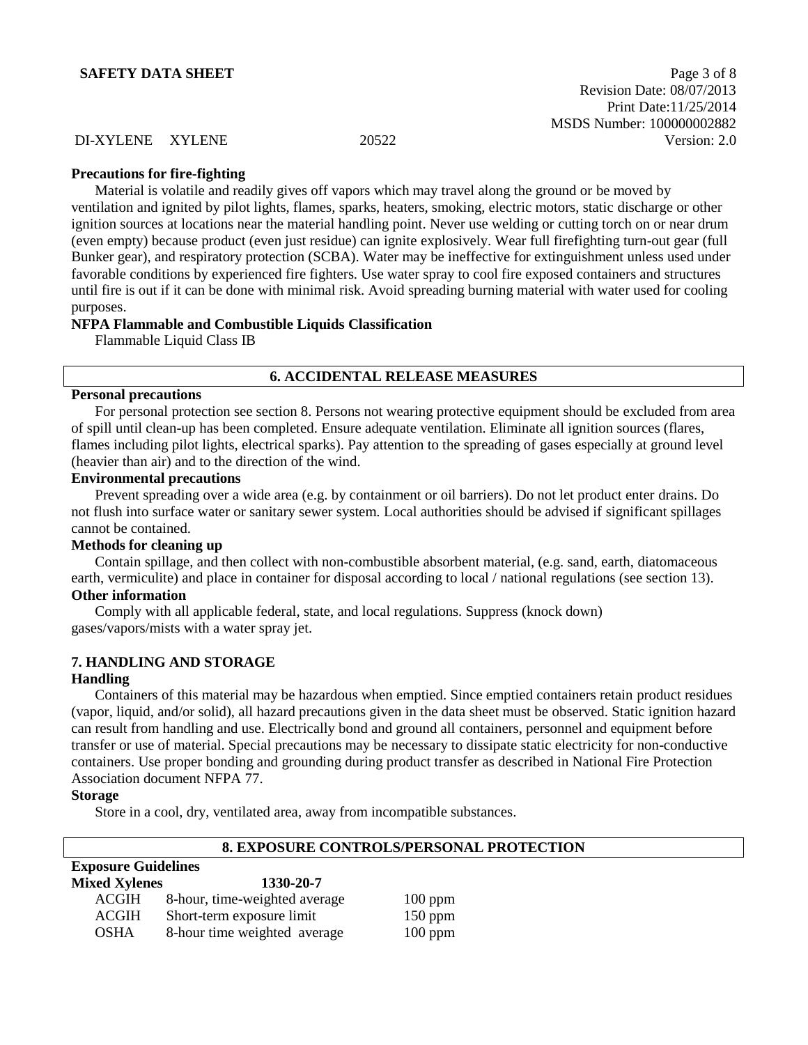**Precautions for fire-fighting**

Material is volatile and readily gives off vapors which may travel along the ground or be moved by ventilation and ignited by pilot lights, flames, sparks, heaters, smoking, electric motors, static discharge or other ignition sources at locations near the material handling point. Never use welding or cutting torch on or near drum (even empty) because product (even just residue) can ignite explosively. Wear full firefighting turn-out gear (full Bunker gear), and respiratory protection (SCBA). Water may be ineffective for extinguishment unless used under favorable conditions by experienced fire fighters. Use water spray to cool fire exposed containers and structures until fire is out if it can be done with minimal risk. Avoid spreading burning material with water used for cooling purposes.

**NFPA Flammable and Combustible Liquids Classification**

Flammable Liquid Class IB

## 6. ACCIDENTAL RELEASE MEASURES

**Personal precautions**

For personal protection see section 8. Persons not wearing protective equipment should be excluded from area of spill until clean-up has been completed. Ensure adequate ventilation. Eliminate all ignition sources (flares, flames including pilot lights, electrical sparks). Pay attention to the spreading of gases especially at ground level (heavier than air) and to the direction of the wind.

**Environmental precautions**

Prevent spreading over a wide area (e.g. by containment or oil barriers). Do not let product enter drains. Do not flush into surface water or sanitary sewer system. Local authorities should be advised if significant spillages cannot be contained.

**Methods for cleaning up**

Contain spillage, and then collect with non-combustible absorbent material, (e.g. sand, earth, diatomaceous earth, vermiculite) and place in container for disposal according to local / national regulations (see section 13).

**Other information**

Comply with all applicable federal, state, and local regulations. Suppress (knock down) gases/vapors/mists with a water spray jet.

## 7. HANDLING AND STORAGE

**Handling**

Containers of this material may be hazardous when emptied. Since emptied containers retain product residues (vapor, liquid, and/or solid), all hazard precautions given in the data sheet must be observed. Static ignition hazard can result from handling and use. Electrically bond and ground all containers, personnel and equipment before transfer or use of material. Special precautions may be necessary to dissipate static electricity for non-conductive containers. Use proper bonding and grounding during product transfer as described in National Fire Protection Association document NFPA 77.

**Storage**

Store in a cool, dry, ventilated area, away from incompatible substances.

## 8. EXPOSURE CONTROLS/PERSONAL PROTECTION

**Exposure Guidelines**

**Mixed Xylenes** **1330-20-7**

| | | |
|---|---|---|
| ACGIH | 8-hour, time-weighted average | 100 ppm |
| ACGIH | Short-term exposure limit | 150 ppm |
| OSHA | 8-hour time weighted average | 100 ppm |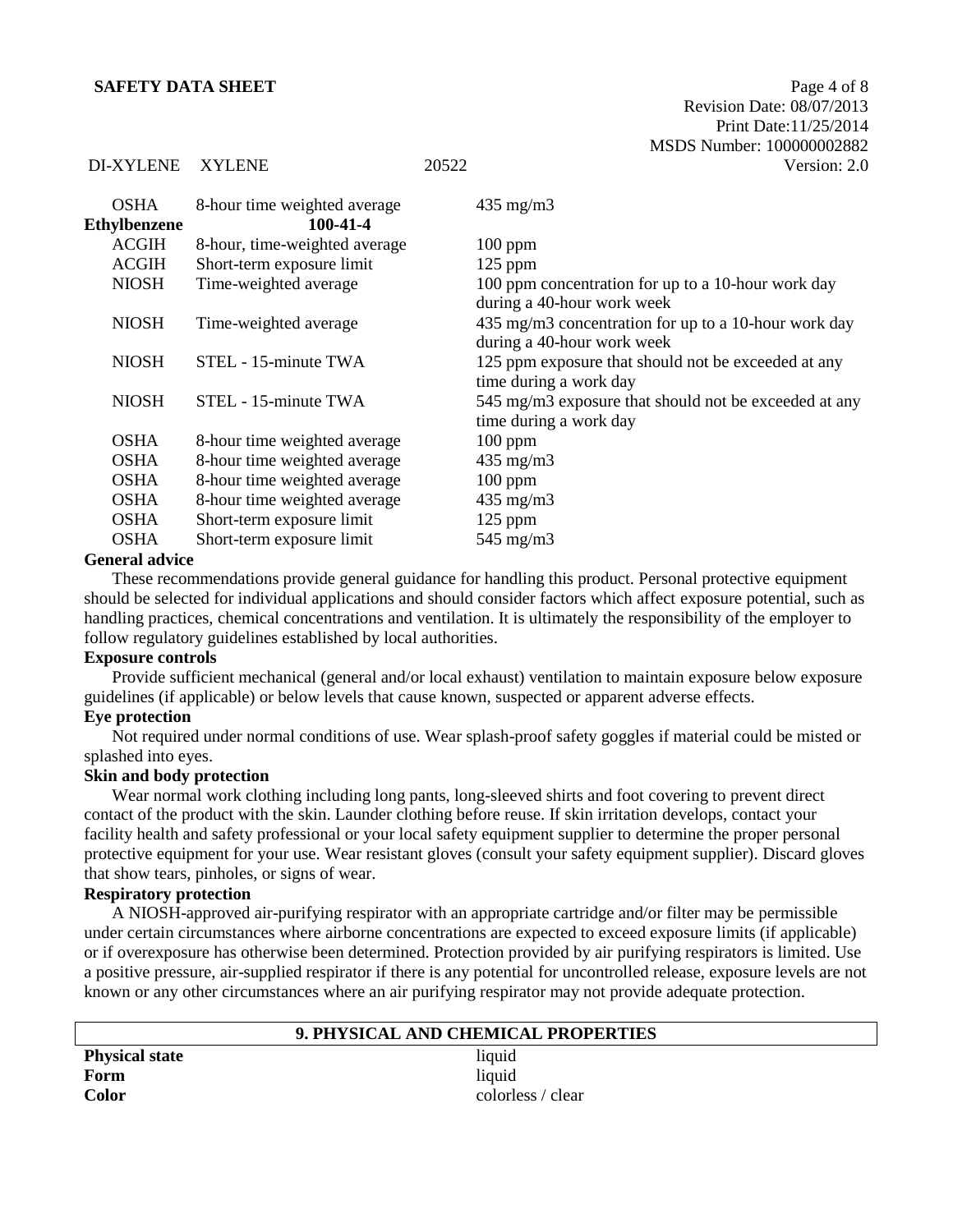| | | |
|---|---|---|
| OSHA | 8-hour time weighted average | 435 mg/m3 |
| **Ethylbenzene** | **100-41-4** | |
| ACGIH | 8-hour, time-weighted average | 100 ppm |
| ACGIH | Short-term exposure limit | 125 ppm |
| NIOSH | Time-weighted average | 100 ppm concentration for up to a 10-hour work day during a 40-hour work week |
| NIOSH | Time-weighted average | 435 mg/m3 concentration for up to a 10-hour work day during a 40-hour work week |
| NIOSH | STEL - 15-minute TWA | 125 ppm exposure that should not be exceeded at any time during a work day |
| NIOSH | STEL - 15-minute TWA | 545 mg/m3 exposure that should not be exceeded at any time during a work day |
| OSHA | 8-hour time weighted average | 100 ppm |
| OSHA | 8-hour time weighted average | 435 mg/m3 |
| OSHA | 8-hour time weighted average | 100 ppm |
| OSHA | 8-hour time weighted average | 435 mg/m3 |
| OSHA | Short-term exposure limit | 125 ppm |
| OSHA | Short-term exposure limit | 545 mg/m3 |

**General advice**

These recommendations provide general guidance for handling this product. Personal protective equipment should be selected for individual applications and should consider factors which affect exposure potential, such as handling practices, chemical concentrations and ventilation. It is ultimately the responsibility of the employer to follow regulatory guidelines established by local authorities.

**Exposure controls**

Provide sufficient mechanical (general and/or local exhaust) ventilation to maintain exposure below exposure guidelines (if applicable) or below levels that cause known, suspected or apparent adverse effects.

**Eye protection**

Not required under normal conditions of use. Wear splash-proof safety goggles if material could be misted or splashed into eyes.

**Skin and body protection**

Wear normal work clothing including long pants, long-sleeved shirts and foot covering to prevent direct contact of the product with the skin. Launder clothing before reuse. If skin irritation develops, contact your facility health and safety professional or your local safety equipment supplier to determine the proper personal protective equipment for your use. Wear resistant gloves (consult your safety equipment supplier). Discard gloves that show tears, pinholes, or signs of wear.

**Respiratory protection**

A NIOSH-approved air-purifying respirator with an appropriate cartridge and/or filter may be permissible under certain circumstances where airborne concentrations are expected to exceed exposure limits (if applicable) or if overexposure has otherwise been determined. Protection provided by air purifying respirators is limited. Use a positive pressure, air-supplied respirator if there is any potential for uncontrolled release, exposure levels are not known or any other circumstances where an air purifying respirator may not provide adequate protection.

## 9. PHYSICAL AND CHEMICAL PROPERTIES

| | |
|---|---|
| **Physical state** | liquid |
| **Form** | liquid |
| **Color** | colorless / clear |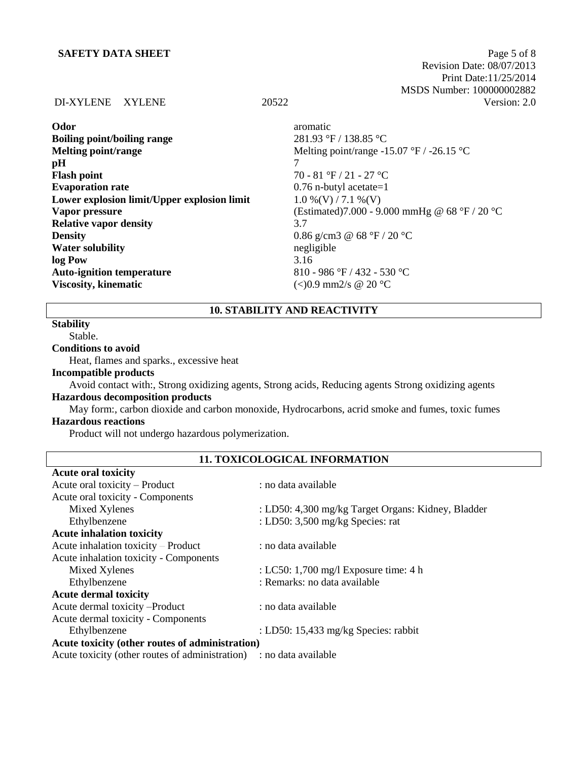| | |
|---|---|
| **Odor** | aromatic |
| **Boiling point/boiling range** | 281.93 °F / 138.85 °C |
| **Melting point/range** | Melting point/range -15.07 °F / -26.15 °C |
| **pH** | 7 |
| **Flash point** | 70 - 81 °F / 21 - 27 °C |
| **Evaporation rate** | 0.76 n-butyl acetate=1 |
| **Lower explosion limit/Upper explosion limit** | 1.0 %(V) / 7.1 %(V) |
| **Vapor pressure** | (Estimated)7.000 - 9.000 mmHg @ 68 °F / 20 °C |
| **Relative vapor density** | 3.7 |
| **Density** | 0.86 g/cm3 @ 68 °F / 20 °C |
| **Water solubility** | negligible |
| **log Pow** | 3.16 |
| **Auto-ignition temperature** | 810 - 986 °F / 432 - 530 °C |
| **Viscosity, kinematic** | (<)0.9 mm2/s @ 20 °C |

## 10. STABILITY AND REACTIVITY

**Stability**

Stable.

**Conditions to avoid**

Heat, flames and sparks., excessive heat

**Incompatible products**

Avoid contact with:, Strong oxidizing agents, Strong acids, Reducing agents Strong oxidizing agents

**Hazardous decomposition products**

May form:, carbon dioxide and carbon monoxide, Hydrocarbons, acrid smoke and fumes, toxic fumes

**Hazardous reactions**

Product will not undergo hazardous polymerization.

## 11. TOXICOLOGICAL INFORMATION

**Acute oral toxicity**

| | |
|---|---|
| Acute oral toxicity – Product | : no data available |
| Acute oral toxicity - Components | |
| Mixed Xylenes | : LD50: 4,300 mg/kg Target Organs: Kidney, Bladder |
| Ethylbenzene | : LD50: 3,500 mg/kg Species: rat |

**Acute inhalation toxicity**

| | |
|---|---|
| Acute inhalation toxicity – Product | : no data available |
| Acute inhalation toxicity - Components | |
| Mixed Xylenes | : LC50: 1,700 mg/l Exposure time: 4 h |
| Ethylbenzene | : Remarks: no data available |

**Acute dermal toxicity**

| | |
|---|---|
| Acute dermal toxicity –Product | : no data available |
| Acute dermal toxicity - Components | |
| Ethylbenzene | : LD50: 15,433 mg/kg Species: rabbit |

**Acute toxicity (other routes of administration)**

| | |
|---|---|
| Acute toxicity (other routes of administration) | : no data available |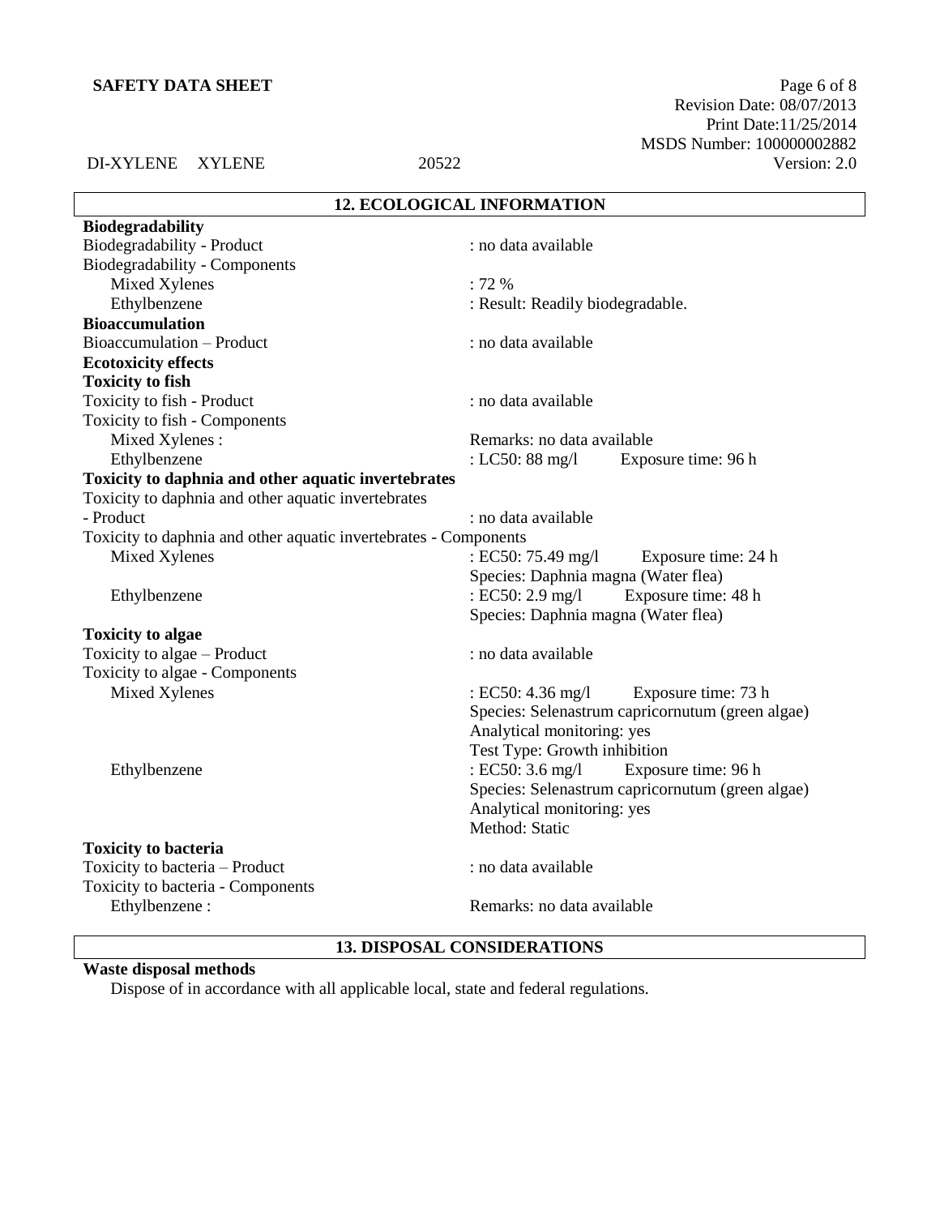## 12. ECOLOGICAL INFORMATION

**Biodegradability**

Biodegradability - Product : no data available

Biodegradability - Components

- Mixed Xylenes : 72 %
- Ethylbenzene : Result: Readily biodegradable.

**Bioaccumulation**

Bioaccumulation – Product : no data available

**Ecotoxicity effects**

**Toxicity to fish**

Toxicity to fish - Product : no data available

Toxicity to fish - Components

- Mixed Xylenes : Remarks: no data available
- Ethylbenzene : LC50: 88 mg/l Exposure time: 96 h

**Toxicity to daphnia and other aquatic invertebrates**

Toxicity to daphnia and other aquatic invertebrates - Product : no data available

Toxicity to daphnia and other aquatic invertebrates - Components

- Mixed Xylenes : EC50: 75.49 mg/l Exposure time: 24 h
  Species: Daphnia magna (Water flea)
- Ethylbenzene : EC50: 2.9 mg/l Exposure time: 48 h
  Species: Daphnia magna (Water flea)

**Toxicity to algae**

Toxicity to algae – Product : no data available

Toxicity to algae - Components

- Mixed Xylenes : EC50: 4.36 mg/l Exposure time: 73 h
  Species: Selenastrum capricornutum (green algae)
  Analytical monitoring: yes
  Test Type: Growth inhibition
- Ethylbenzene : EC50: 3.6 mg/l Exposure time: 96 h
  Species: Selenastrum capricornutum (green algae)
  Analytical monitoring: yes
  Method: Static

**Toxicity to bacteria**

Toxicity to bacteria – Product : no data available

Toxicity to bacteria - Components

- Ethylbenzene : Remarks: no data available

## 13. DISPOSAL CONSIDERATIONS

**Waste disposal methods**

Dispose of in accordance with all applicable local, state and federal regulations.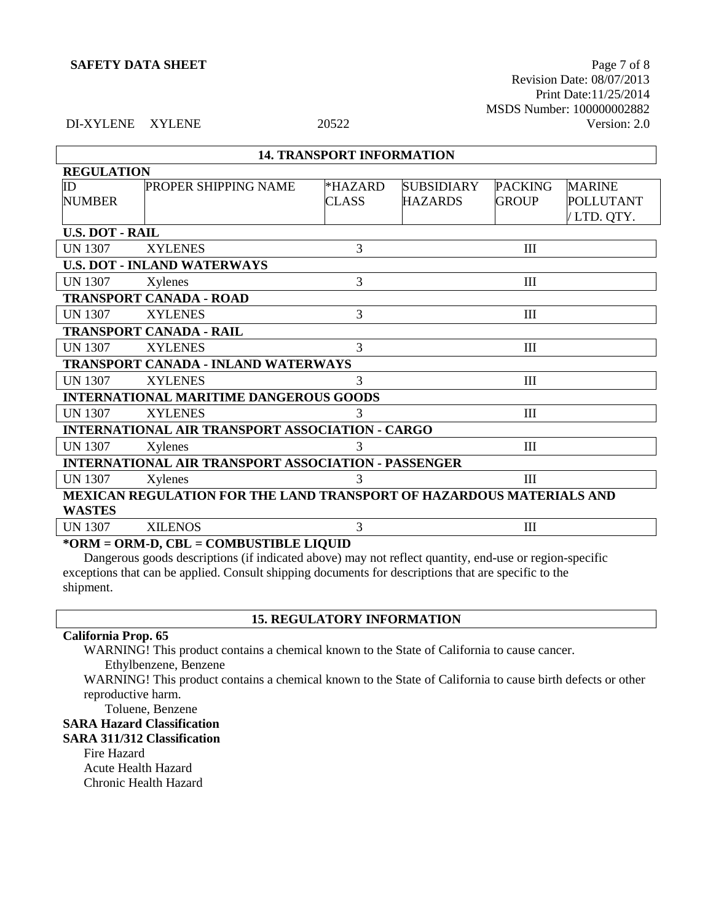## 14. TRANSPORT INFORMATION

| REGULATION | | | | | |
|---|---|---|---|---|---|
| ID NUMBER | PROPER SHIPPING NAME | *HAZARD CLASS | SUBSIDIARY HAZARDS | PACKING GROUP | MARINE POLLUTANT / LTD. QTY. |
| **U.S. DOT - RAIL** | | | | | |
| UN 1307 | XYLENES | 3 | | III | |
| **U.S. DOT - INLAND WATERWAYS** | | | | | |
| UN 1307 | Xylenes | 3 | | III | |
| **TRANSPORT CANADA - ROAD** | | | | | |
| UN 1307 | XYLENES | 3 | | III | |
| **TRANSPORT CANADA - RAIL** | | | | | |
| UN 1307 | XYLENES | 3 | | III | |
| **TRANSPORT CANADA - INLAND WATERWAYS** | | | | | |
| UN 1307 | XYLENES | 3 | | III | |
| **INTERNATIONAL MARITIME DANGEROUS GOODS** | | | | | |
| UN 1307 | XYLENES | 3 | | III | |
| **INTERNATIONAL AIR TRANSPORT ASSOCIATION - CARGO** | | | | | |
| UN 1307 | Xylenes | 3 | | III | |
| **INTERNATIONAL AIR TRANSPORT ASSOCIATION - PASSENGER** | | | | | |
| UN 1307 | Xylenes | 3 | | III | |
| **MEXICAN REGULATION FOR THE LAND TRANSPORT OF HAZARDOUS MATERIALS AND WASTES** | | | | | |
| UN 1307 | XILENOS | 3 | | III | |

**\*ORM = ORM-D, CBL = COMBUSTIBLE LIQUID**

Dangerous goods descriptions (if indicated above) may not reflect quantity, end-use or region-specific exceptions that can be applied. Consult shipping documents for descriptions that are specific to the shipment.

## 15. REGULATORY INFORMATION

**California Prop. 65**

WARNING! This product contains a chemical known to the State of California to cause cancer.

Ethylbenzene, Benzene

WARNING! This product contains a chemical known to the State of California to cause birth defects or other reproductive harm.

Toluene, Benzene

**SARA Hazard Classification**

**SARA 311/312 Classification**

Fire Hazard
Acute Health Hazard
Chronic Health Hazard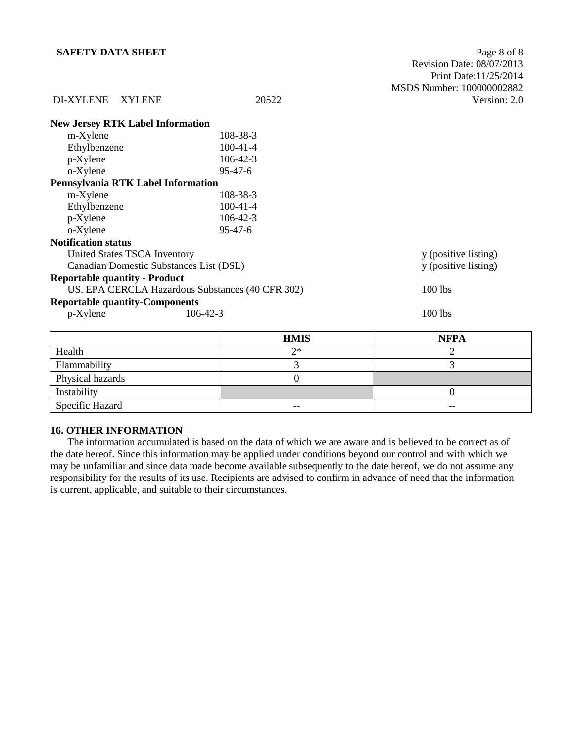**New Jersey RTK Label Information**

| | |
|---|---|
| m-Xylene | 108-38-3 |
| Ethylbenzene | 100-41-4 |
| p-Xylene | 106-42-3 |
| o-Xylene | 95-47-6 |

**Pennsylvania RTK Label Information**

| | |
|---|---|
| m-Xylene | 108-38-3 |
| Ethylbenzene | 100-41-4 |
| p-Xylene | 106-42-3 |
| o-Xylene | 95-47-6 |

**Notification status**

| | |
|---|---|
| United States TSCA Inventory | y (positive listing) |
| Canadian Domestic Substances List (DSL) | y (positive listing) |

**Reportable quantity - Product**

| | |
|---|---|
| US. EPA CERCLA Hazardous Substances (40 CFR 302) | 100 lbs |

**Reportable quantity-Components**

| | | |
|---|---|---|
| p-Xylene | 106-42-3 | 100 lbs |

| | HMIS | NFPA |
|---|---|---|
| Health | 2* | 2 |
| Flammability | 3 | 3 |
| Physical hazards | 0 | |
| Instability | | 0 |
| Specific Hazard | -- | -- |

## 16. OTHER INFORMATION

The information accumulated is based on the data of which we are aware and is believed to be correct as of the date hereof. Since this information may be applied under conditions beyond our control and with which we may be unfamiliar and since data made become available subsequently to the date hereof, we do not assume any responsibility for the results of its use. Recipients are advised to confirm in advance of need that the information is current, applicable, and suitable to their circumstances.